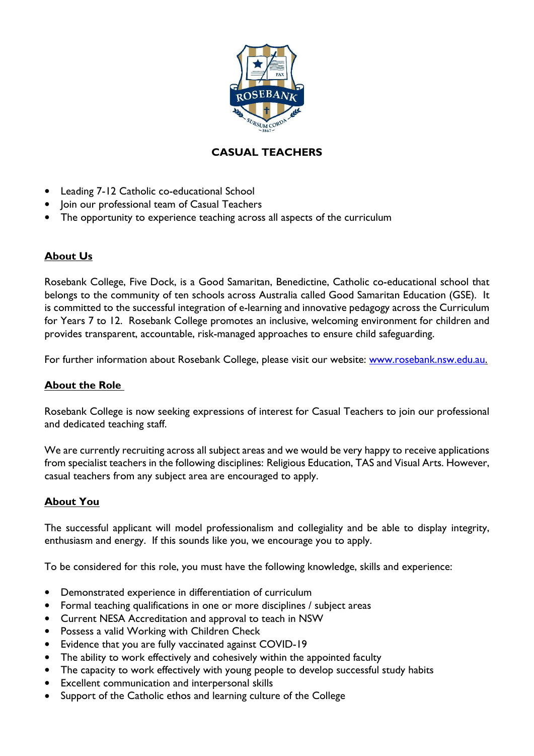# CASUAL TEACHERS

- Leading 7-12 Catholic co-educational School
- Join our professional team of Casual Teachers
- The opportunity to experience teaching across all aspects of the curriculum

## About Us

Rosebank College, Five Dock, is a Good Samaritan, Benedictine, Catholic co-educational school that belongs to the community of ten schools across Australia called Good Samaritan Education (GSE). It is committed to the successful integration of e-learning and innovative pedagogy across the Curriculum for Years 7 to 12. Rosebank College promotes an inclusive, welcoming environment for children and provides transparent, accountable, risk-managed approaches to ensure child safeguarding.

For further information about Rosebank College, please visit our website: [www.rosebank.nsw.edu.au.](http://www.rosebank.nsw.edu.au)

## About the Role

Rosebank College is now seeking expressions of interest for Casual Teachers to join our professional and dedicated teaching staff.

We are currently recruiting across all subject areas and we would be very happy to receive applications from specialist teachers in the following disciplines: Religious Education, TAS and Visual Arts. However, casual teachers from any subject area are encouraged to apply.

## About You

The successful applicant will model professionalism and collegiality and be able to display integrity, enthusiasm and energy. If this sounds like you, we encourage you to apply.

To be considered for this role, you must have the following knowledge, skills and experience:

- Demonstrated experience in differentiation of curriculum
- Formal teaching qualifications in one or more disciplines / subject areas
- Current NESA Accreditation and approval to teach in NSW
- Possess a valid Working with Children Check
- Evidence that you are fully vaccinated against COVID-19
- The ability to work effectively and cohesively within the appointed faculty
- The capacity to work effectively with young people to develop successful study habits
- Excellent communication and interpersonal skills
- Support of the Catholic ethos and learning culture of the College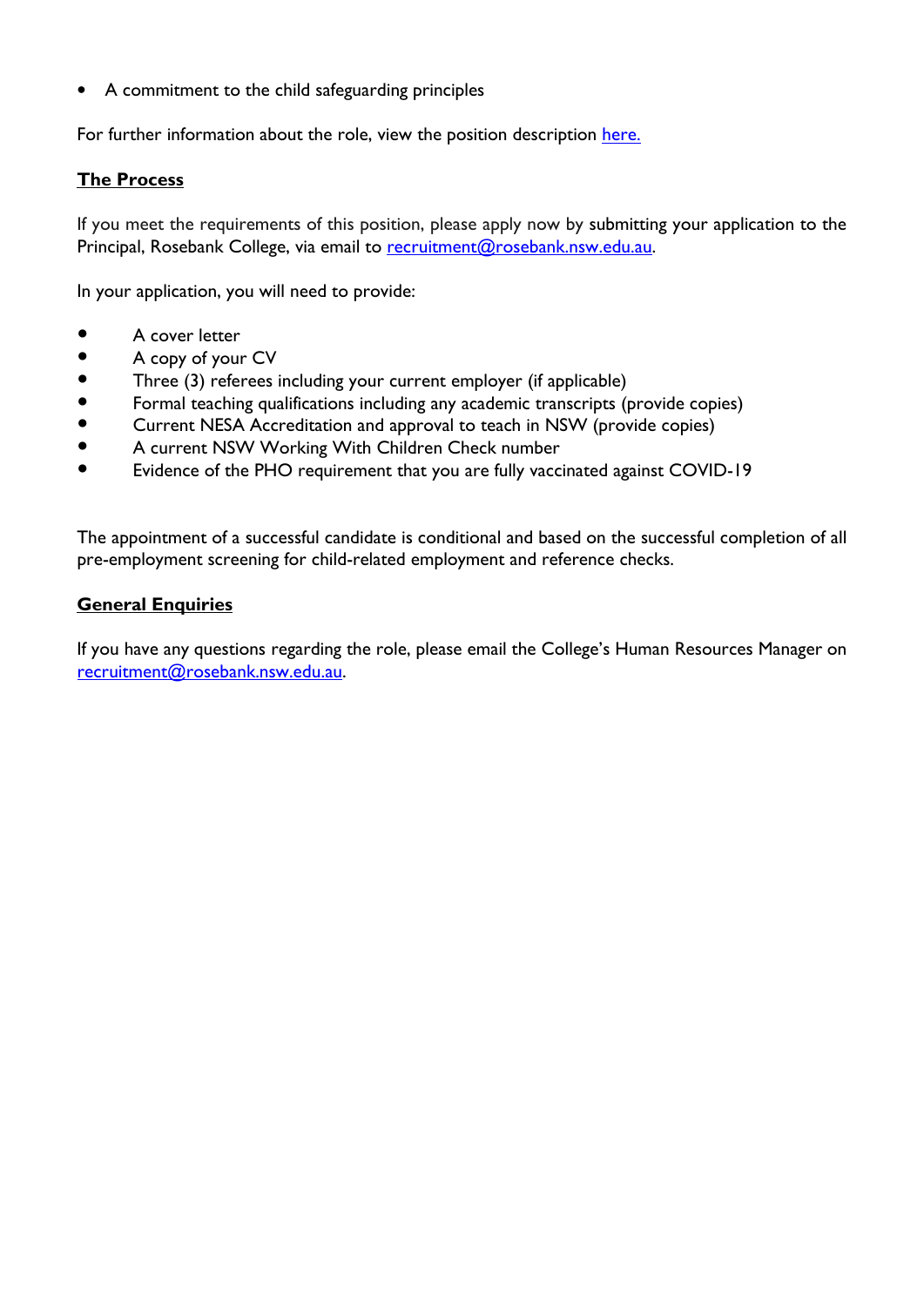- A commitment to the child safeguarding principles

For further information about the role, view the position description here.

**The Process**

If you meet the requirements of this position, please apply now by submitting your application to the Principal, Rosebank College, via email to recruitment@rosebank.nsw.edu.au.

In your application, you will need to provide:

- A cover letter
- A copy of your CV
- Three (3) referees including your current employer (if applicable)
- Formal teaching qualifications including any academic transcripts (provide copies)
- Current NESA Accreditation and approval to teach in NSW (provide copies)
- A current NSW Working With Children Check number
- Evidence of the PHO requirement that you are fully vaccinated against COVID-19

The appointment of a successful candidate is conditional and based on the successful completion of all pre-employment screening for child-related employment and reference checks.

**General Enquiries**

If you have any questions regarding the role, please email the College's Human Resources Manager on recruitment@rosebank.nsw.edu.au.